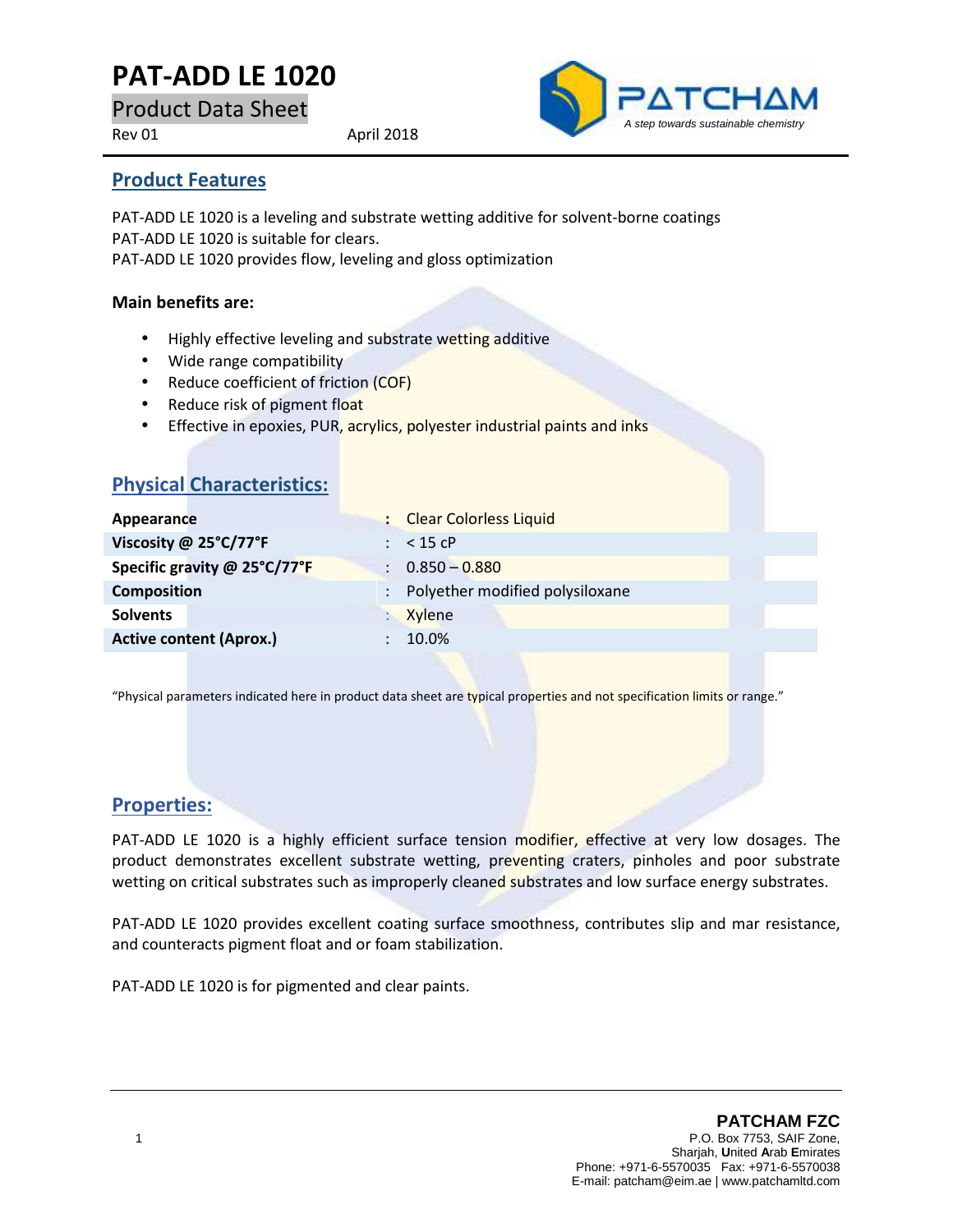# PAT-ADD LE 1020

## Product Data Sheet

Rev 01 April 2018

PATCHAM
*A step towards sustainable chemistry*

## Product Features

PAT-ADD LE 1020 is a leveling and substrate wetting additive for solvent-borne coatings
PAT-ADD LE 1020 is suitable for clears.
PAT-ADD LE 1020 provides flow, leveling and gloss optimization

**Main benefits are:**

- Highly effective leveling and substrate wetting additive
- Wide range compatibility
- Reduce coefficient of friction (COF)
- Reduce risk of pigment float
- Effective in epoxies, PUR, acrylics, polyester industrial paints and inks

## Physical Characteristics:

| | | |
|---|---|---|
| **Appearance** | : | Clear Colorless Liquid |
| **Viscosity @ 25°C/77°F** | : | < 15 cP |
| **Specific gravity @ 25°C/77°F** | : | 0.850 – 0.880 |
| **Composition** | : | Polyether modified polysiloxane |
| **Solvents** | : | Xylene |
| **Active content (Aprox.)** | : | 10.0% |

"Physical parameters indicated here in product data sheet are typical properties and not specification limits or range."

## Properties:

PAT-ADD LE 1020 is a highly efficient surface tension modifier, effective at very low dosages. The product demonstrates excellent substrate wetting, preventing craters, pinholes and poor substrate wetting on critical substrates such as improperly cleaned substrates and low surface energy substrates.

PAT-ADD LE 1020 provides excellent coating surface smoothness, contributes slip and mar resistance, and counteracts pigment float and or foam stabilization.

PAT-ADD LE 1020 is for pigmented and clear paints.

**PATCHAM FZC**
P.O. Box 7753, SAIF Zone,
Sharjah, United Arab Emirates
Phone: +971-6-5570035 Fax: +971-6-5570038
E-mail: patcham@eim.ae | www.patchamltd.com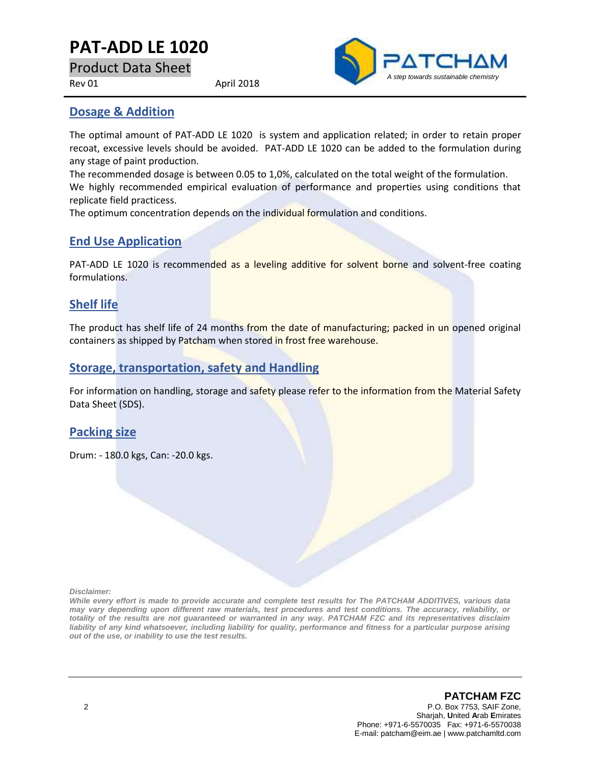# PAT-ADD LE 1020

Product Data Sheet

Rev 01 April 2018

## Dosage & Addition

The optimal amount of PAT-ADD LE 1020 is system and application related; in order to retain proper recoat, excessive levels should be avoided. PAT-ADD LE 1020 can be added to the formulation during any stage of paint production.

The recommended dosage is between 0.05 to 1,0%, calculated on the total weight of the formulation.

We highly recommended empirical evaluation of performance and properties using conditions that replicate field practicess.

The optimum concentration depends on the individual formulation and conditions.

## End Use Application

PAT-ADD LE 1020 is recommended as a leveling additive for solvent borne and solvent-free coating formulations.

## Shelf life

The product has shelf life of 24 months from the date of manufacturing; packed in un opened original containers as shipped by Patcham when stored in frost free warehouse.

## Storage, transportation, safety and Handling

For information on handling, storage and safety please refer to the information from the Material Safety Data Sheet (SDS).

## Packing size

Drum: - 180.0 kgs, Can: -20.0 kgs.

***Disclaimer:***

***While every effort is made to provide accurate and complete test results for The PATCHAM ADDITIVES, various data may vary depending upon different raw materials, test procedures and test conditions. The accuracy, reliability, or totality of the results are not guaranteed or warranted in any way. PATCHAM FZC and its representatives disclaim liability of any kind whatsoever, including liability for quality, performance and fitness for a particular purpose arising out of the use, or inability to use the test results.***

**PATCHAM FZC**
P.O. Box 7753, SAIF Zone,
Sharjah, **U**nited **A**rab **E**mirates
Phone: +971-6-5570035 Fax: +971-6-5570038
E-mail: patcham@eim.ae | www.patchamltd.com